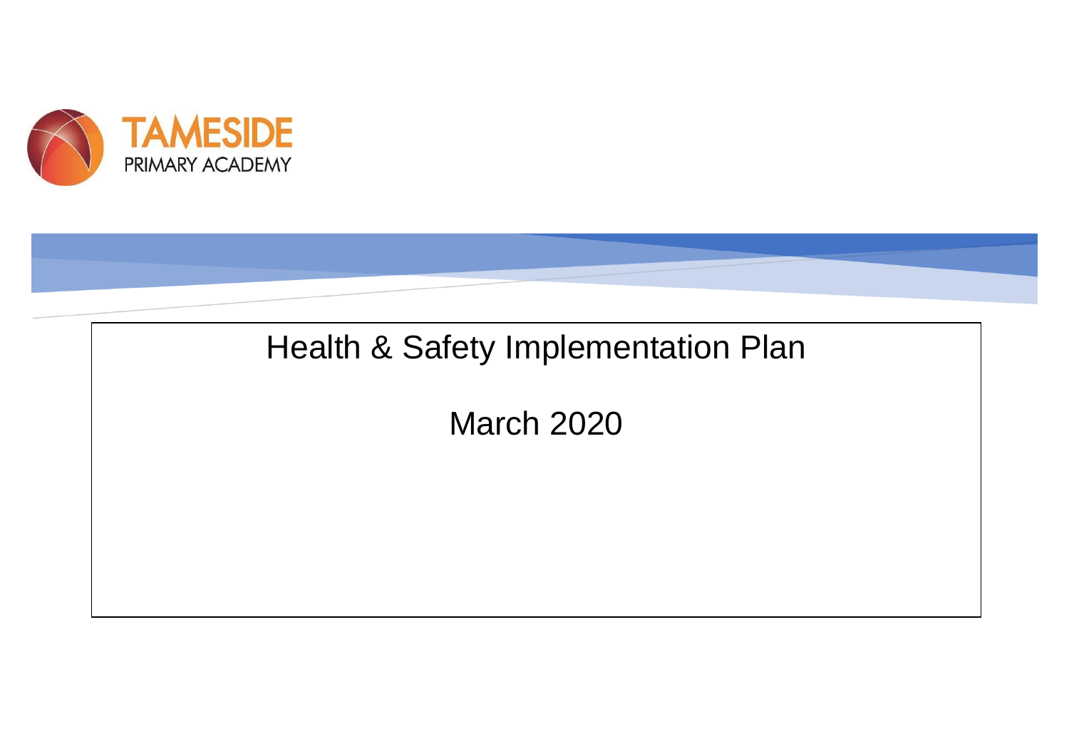TAMESIDE
PRIMARY ACADEMY

# Health & Safety Implementation Plan

March 2020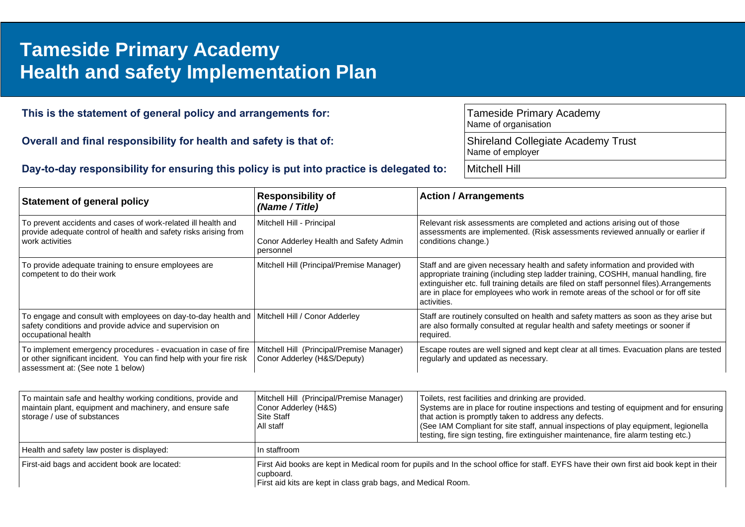# Tameside Primary Academy
# Health and safety Implementation Plan

| | |
|---|---|
| **This is the statement of general policy and arrangements for:** | Tameside Primary Academy<br>Name of organisation |
| **Overall and final responsibility for health and safety is that of:** | Shireland Collegiate Academy Trust<br>Name of employer |
| **Day-to-day responsibility for ensuring this policy is put into practice is delegated to:** | Mitchell Hill |

| **Statement of general policy** | **Responsibility of *(Name / Title)*** | **Action / Arrangements** |
|---|---|---|
| To prevent accidents and cases of work-related ill health and provide adequate control of health and safety risks arising from work activities | Mitchell Hill - Principal<br><br>Conor Adderley Health and Safety Admin personnel | Relevant risk assessments are completed and actions arising out of those assessments are implemented. (Risk assessments reviewed annually or earlier if conditions change.) |
| To provide adequate training to ensure employees are competent to do their work | Mitchell Hill (Principal/Premise Manager) | Staff and are given necessary health and safety information and provided with appropriate training (including step ladder training, COSHH, manual handling, fire extinguisher etc. full training details are filed on staff personnel files).Arrangements are in place for employees who work in remote areas of the school or for off site activities. |
| To engage and consult with employees on day-to-day health and safety conditions and provide advice and supervision on occupational health | Mitchell Hill / Conor Adderley | Staff are routinely consulted on health and safety matters as soon as they arise but are also formally consulted at regular health and safety meetings or sooner if required. |
| To implement emergency procedures - evacuation in case of fire or other significant incident. You can find help with your fire risk assessment at: (See note 1 below) | Mitchell Hill (Principal/Premise Manager)<br>Conor Adderley (H&S/Deputy) | Escape routes are well signed and kept clear at all times. Evacuation plans are tested regularly and updated as necessary. |
| To maintain safe and healthy working conditions, provide and maintain plant, equipment and machinery, and ensure safe storage / use of substances | Mitchell Hill (Principal/Premise Manager)<br>Conor Adderley (H&S)<br>Site Staff<br>All staff | Toilets, rest facilities and drinking are provided.<br>Systems are in place for routine inspections and testing of equipment and for ensuring that action is promptly taken to address any defects.<br>(See IAM Compliant for site staff, annual inspections of play equipment, legionella testing, fire sign testing, fire extinguisher maintenance, fire alarm testing etc.) |
| Health and safety law poster is displayed: | In staffroom | |
| First-aid bags and accident book are located: | First Aid books are kept in Medical room for pupils and In the school office for staff. EYFS have their own first aid book kept in their cupboard.<br>First aid kits are kept in class grab bags, and Medical Room. | |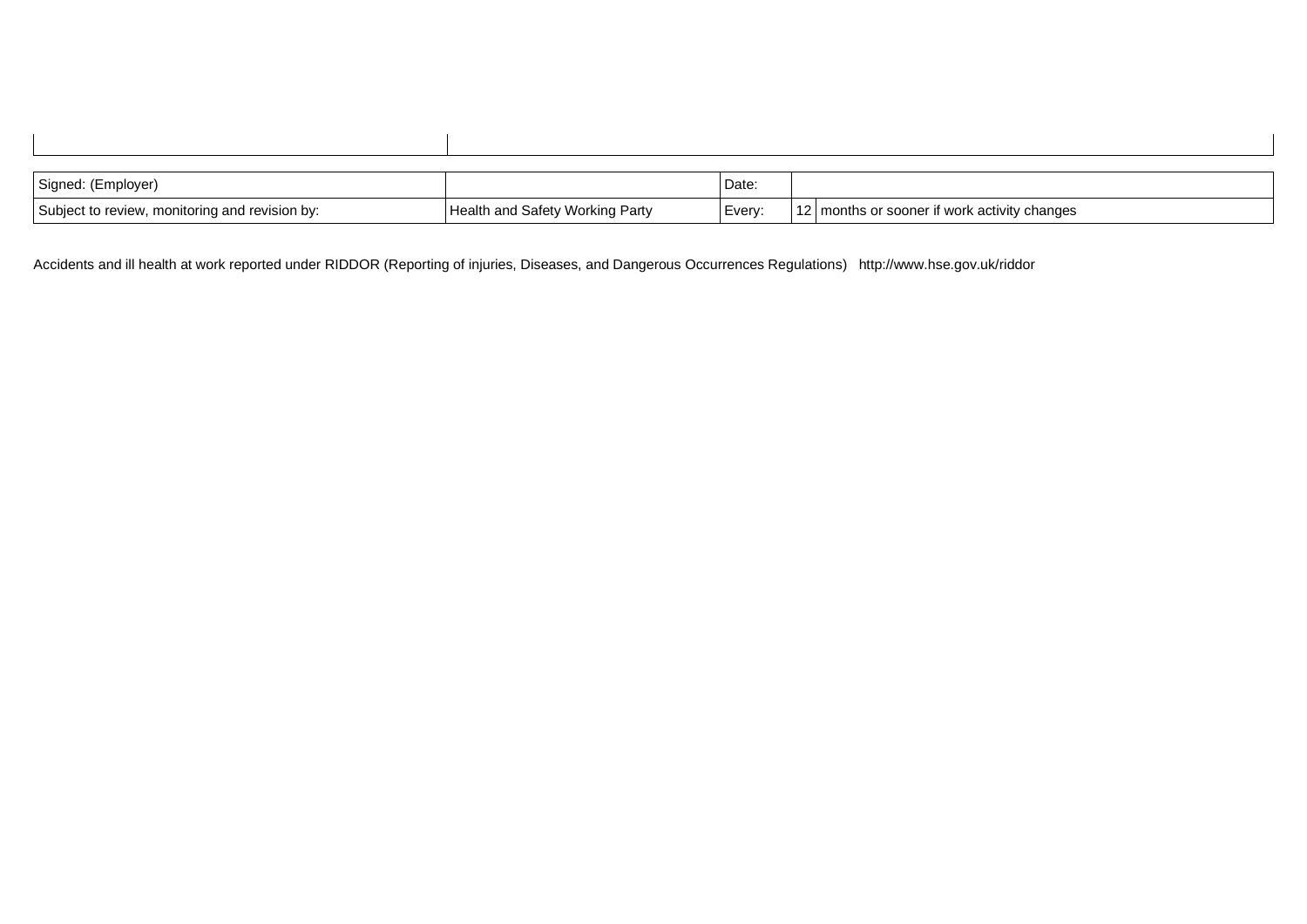| | |
|---|---|
| | |

| Signed: (Employer) | | Date: | | |
|---|---|---|---|---|
| Subject to review, monitoring and revision by: | Health and Safety Working Party | Every: | 12 | months or sooner if work activity changes |

Accidents and ill health at work reported under RIDDOR (Reporting of injuries, Diseases, and Dangerous Occurrences Regulations) http://www.hse.gov.uk/riddor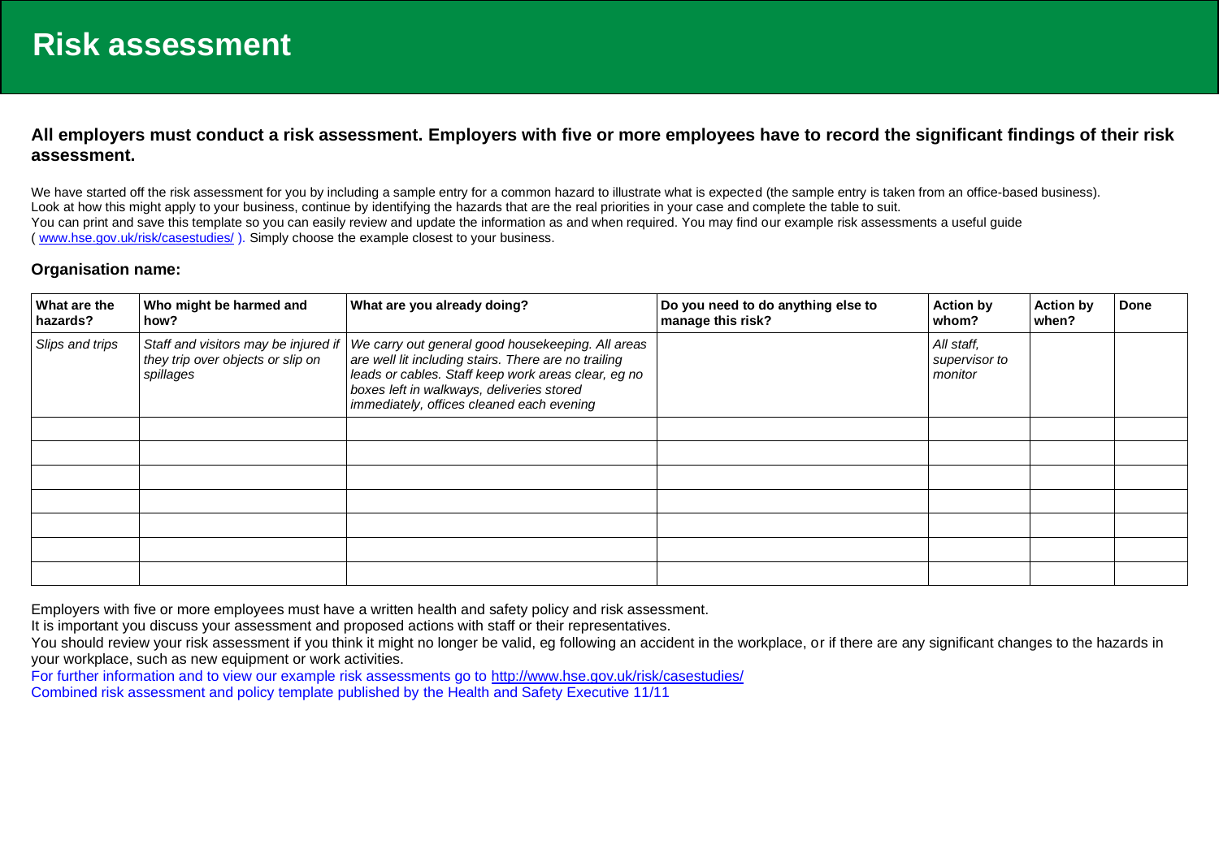# Risk assessment

**All employers must conduct a risk assessment. Employers with five or more employees have to record the significant findings of their risk assessment.**

We have started off the risk assessment for you by including a sample entry for a common hazard to illustrate what is expected (the sample entry is taken from an office-based business). Look at how this might apply to your business, continue by identifying the hazards that are the real priorities in your case and complete the table to suit.
You can print and save this template so you can easily review and update the information as and when required. You may find our example risk assessments a useful guide ( www.hse.gov.uk/risk/casestudies/ ). Simply choose the example closest to your business.

**Organisation name:**

| What are the hazards? | Who might be harmed and how? | What are you already doing? | Do you need to do anything else to manage this risk? | Action by whom? | Action by when? | Done |
|---|---|---|---|---|---|---|
| *Slips and trips* | *Staff and visitors may be injured if they trip over objects or slip on spillages* | *We carry out general good housekeeping. All areas are well lit including stairs. There are no trailing leads or cables. Staff keep work areas clear, eg no boxes left in walkways, deliveries stored immediately, offices cleaned each evening* | | *All staff, supervisor to monitor* | | |
| | | | | | | |
| | | | | | | |
| | | | | | | |
| | | | | | | |
| | | | | | | |
| | | | | | | |
| | | | | | | |

Employers with five or more employees must have a written health and safety policy and risk assessment.
It is important you discuss your assessment and proposed actions with staff or their representatives.
You should review your risk assessment if you think it might no longer be valid, eg following an accident in the workplace, or if there are any significant changes to the hazards in your workplace, such as new equipment or work activities.
For further information and to view our example risk assessments go to http://www.hse.gov.uk/risk/casestudies/
Combined risk assessment and policy template published by the Health and Safety Executive 11/11